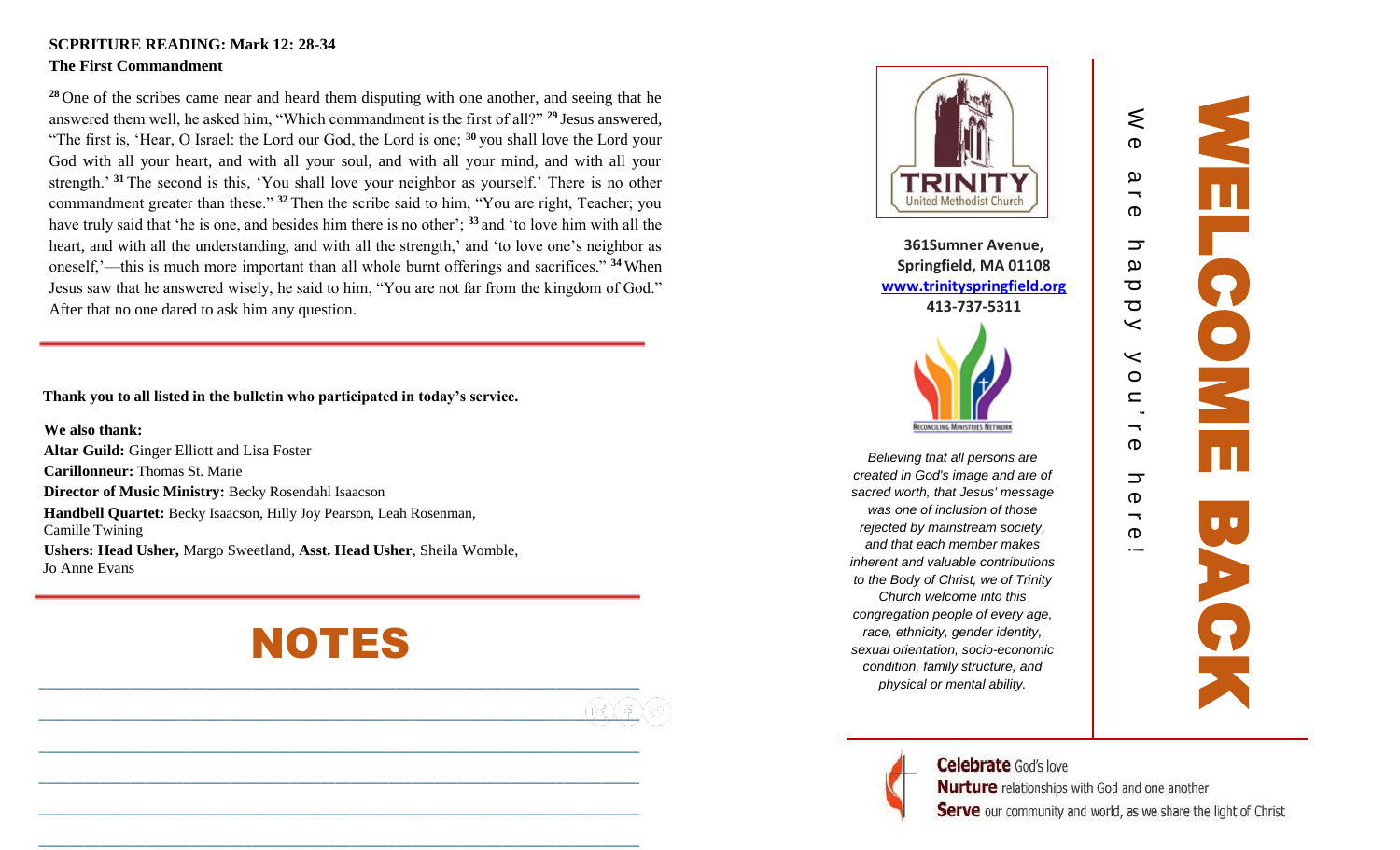**SCPRITURE READING: Mark 12: 28-34**
**The First Commandment**

[28] One of the scribes came near and heard them disputing with one another, and seeing that he answered them well, he asked him, "Which commandment is the first of all?" [29] Jesus answered, "The first is, 'Hear, O Israel: the Lord our God, the Lord is one; [30] you shall love the Lord your God with all your heart, and with all your soul, and with all your mind, and with all your strength.' [31] The second is this, 'You shall love your neighbor as yourself.' There is no other commandment greater than these." [32] Then the scribe said to him, "You are right, Teacher; you have truly said that 'he is one, and besides him there is no other'; [33] and 'to love him with all the heart, and with all the understanding, and with all the strength,' and 'to love one's neighbor as oneself,'—this is much more important than all whole burnt offerings and sacrifices." [34] When Jesus saw that he answered wisely, he said to him, "You are not far from the kingdom of God." After that no one dared to ask him any question.

---

**Thank you to all listed in the bulletin who participated in today's service.**

**We also thank:**
**Altar Guild:** Ginger Elliott and Lisa Foster
**Carillonneur:** Thomas St. Marie
**Director of Music Ministry:** Becky Rosendahl Isaacson
**Handbell Quartet:** Becky Isaacson, Hilly Joy Pearson, Leah Rosenman, Camille Twining
**Ushers: Head Usher,** Margo Sweetland, **Asst. Head Usher**, Sheila Womble, Jo Anne Evans

---

# NOTES

______________________________________________________________

______________________________________________________________

______________________________________________________________

______________________________________________________________

______________________________________________________________

______________________________________________________________

TRINITY
United Methodist Church

**361Sumner Avenue,**
**Springfield, MA 01108**
**www.trinityspringfield.org**
**413-737-5311**

RECONCILING MINISTRIES NETWORK

*Believing that all persons are created in God's image and are of sacred worth, that Jesus' message was one of inclusion of those rejected by mainstream society, and that each member makes inherent and valuable contributions to the Body of Christ, we of Trinity Church welcome into this congregation people of every age, race, ethnicity, gender identity, sexual orientation, socio-economic condition, family structure, and physical or mental ability.*

# WELCOME BACK

We are happy you're here!

**Celebrate** God's love
**Nurture** relationships with God and one another
**Serve** our community and world, as we share the light of Christ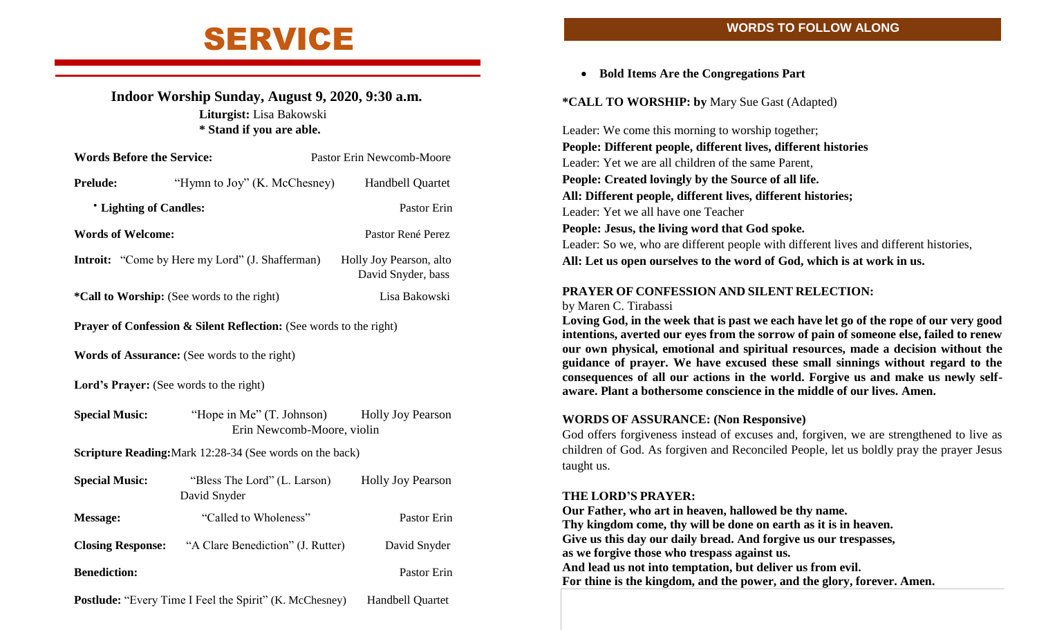# SERVICE

**Indoor Worship Sunday, August 9, 2020, 9:30 a.m.**
**Liturgist:** Lisa Bakowski
**\* Stand if you are able.**

| | | |
|---|---|---|
| **Words Before the Service:** | | Pastor Erin Newcomb-Moore |
| **Prelude:** | "Hymn to Joy" (K. McChesney) | Handbell Quartet |
| **\* Lighting of Candles:** | | Pastor Erin |
| **Words of Welcome:** | | Pastor René Perez |
| **Introit:** | "Come by Here my Lord" (J. Shafferman) | Holly Joy Pearson, alto<br>David Snyder, bass |
| **\*Call to Worship:** (See words to the right) | | Lisa Bakowski |
| **Prayer of Confession & Silent Reflection:** (See words to the right) | | |
| **Words of Assurance:** (See words to the right) | | |
| **Lord's Prayer:** (See words to the right) | | |
| **Special Music:** | "Hope in Me" (T. Johnson) | Holly Joy Pearson<br>Erin Newcomb-Moore, violin |
| **Scripture Reading:** Mark 12:28-34 (See words on the back) | | |
| **Special Music:** | "Bless The Lord" (L. Larson) | Holly Joy Pearson<br>David Snyder |
| **Message:** | "Called to Wholeness" | Pastor Erin |
| **Closing Response:** | "A Clare Benediction" (J. Rutter) | David Snyder |
| **Benediction:** | | Pastor Erin |
| **Postlude:** "Every Time I Feel the Spirit" (K. McChesney) | | Handbell Quartet |

## WORDS TO FOLLOW ALONG

- **Bold Items Are the Congregations Part**

**\*CALL TO WORSHIP: by** Mary Sue Gast (Adapted)

Leader: We come this morning to worship together;
**People: Different people, different lives, different histories**
Leader: Yet we are all children of the same Parent,
**People: Created lovingly by the Source of all life.**
**All: Different people, different lives, different histories;**
Leader: Yet we all have one Teacher
**People: Jesus, the living word that God spoke.**
Leader: So we, who are different people with different lives and different histories,
**All: Let us open ourselves to the word of God, which is at work in us.**

**PRAYER OF CONFESSION AND SILENT RELECTION:**
by Maren C. Tirabassi
**Loving God, in the week that is past we each have let go of the rope of our very good intentions, averted our eyes from the sorrow of pain of someone else, failed to renew our own physical, emotional and spiritual resources, made a decision without the guidance of prayer. We have excused these small sinnings without regard to the consequences of all our actions in the world. Forgive us and make us newly self-aware. Plant a bothersome conscience in the middle of our lives. Amen.**

**WORDS OF ASSURANCE: (Non Responsive)**
God offers forgiveness instead of excuses and, forgiven, we are strengthened to live as children of God. As forgiven and Reconciled People, let us boldly pray the prayer Jesus taught us.

**THE LORD'S PRAYER:**
**Our Father, who art in heaven, hallowed be thy name.**
**Thy kingdom come, thy will be done on earth as it is in heaven.**
**Give us this day our daily bread. And forgive us our trespasses,**
**as we forgive those who trespass against us.**
**And lead us not into temptation, but deliver us from evil.**
**For thine is the kingdom, and the power, and the glory, forever. Amen.**